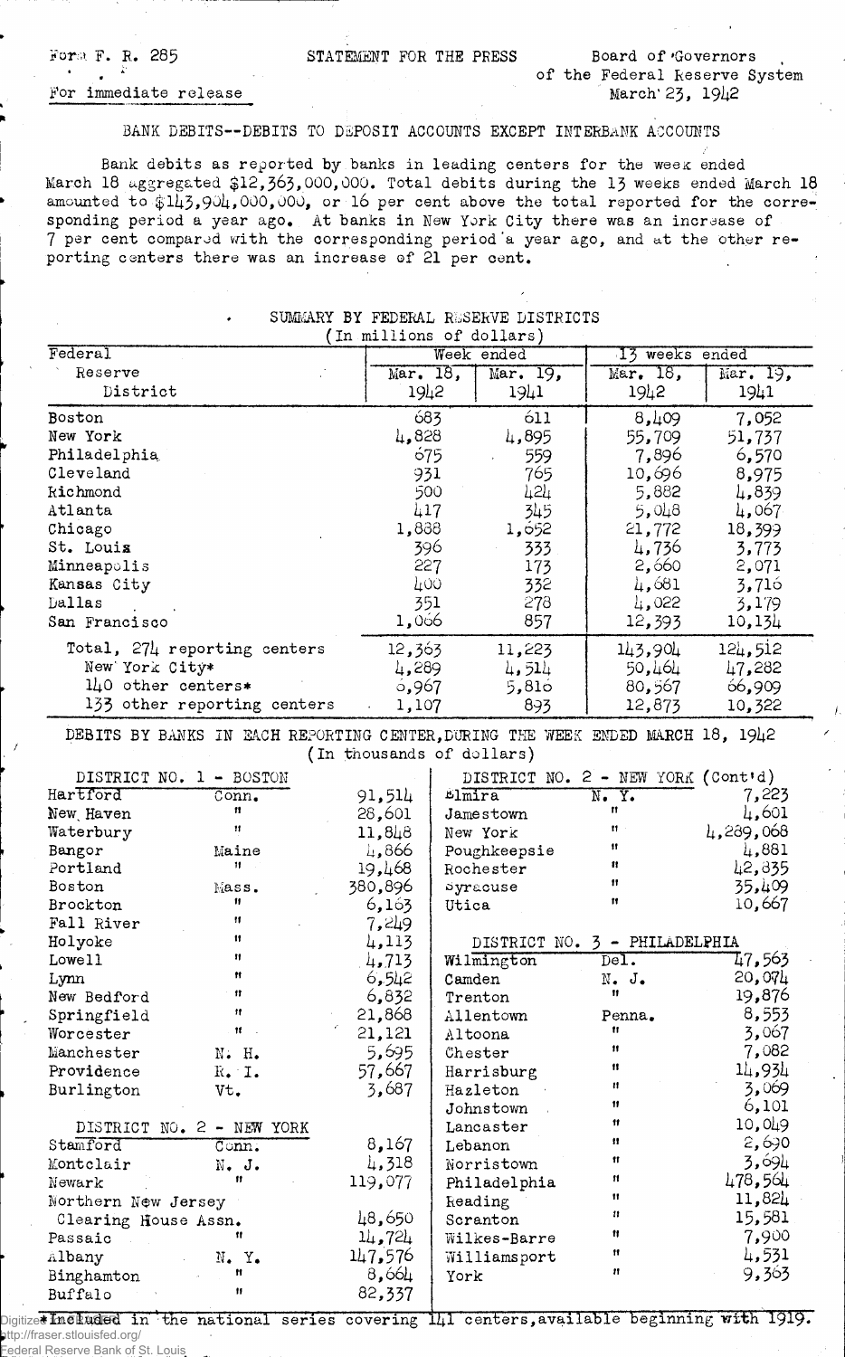Form F. R. 285

For immediate release

STATEMENT FOR THE PRESS

Board of Governors of the Federal Reserve System
March 23, 1942

## BANK DEBITS--DEBITS TO DEPOSIT ACCOUNTS EXCEPT INTERBANK ACCOUNTS

Bank debits as reported by banks in leading centers for the week ended March 18 aggregated $12,363,000,000. Total debits during the 13 weeks ended March 18 amounted to $143,904,000,000, or 16 per cent above the total reported for the corresponding period a year ago. At banks in New York City there was an increase of 7 per cent compared with the corresponding period a year ago, and at the other reporting centers there was an increase of 21 per cent.

### SUMMARY BY FEDERAL RESERVE DISTRICTS
(In millions of dollars)

| Federal Reserve District | Week ended Mar. 18, 1942 | Week ended Mar. 19, 1941 | 13 weeks ended Mar. 18, 1942 | 13 weeks ended Mar. 19, 1941 |
|---|---|---|---|---|
| Boston | 683 | 611 | 8,409 | 7,052 |
| New York | 4,828 | 4,895 | 55,709 | 51,737 |
| Philadelphia | 675 | 559 | 7,896 | 6,570 |
| Cleveland | 931 | 765 | 10,696 | 8,975 |
| Richmond | 500 | 424 | 5,882 | 4,839 |
| Atlanta | 417 | 345 | 5,048 | 4,067 |
| Chicago | 1,888 | 1,652 | 21,772 | 18,399 |
| St. Louis | 396 | 333 | 4,736 | 3,773 |
| Minneapolis | 227 | 173 | 2,660 | 2,071 |
| Kansas City | 400 | 332 | 4,681 | 3,716 |
| Dallas | 351 | 278 | 4,022 | 3,179 |
| San Francisco | 1,066 | 857 | 12,393 | 10,134 |
| Total, 274 reporting centers | 12,363 | 11,223 | 143,904 | 124,512 |
| New York City* | 4,289 | 4,514 | 50,464 | 47,282 |
| 140 other centers* | 6,967 | 5,816 | 80,567 | 66,909 |
| 133 other reporting centers | 1,107 | 893 | 12,873 | 10,322 |

### DEBITS BY BANKS IN EACH REPORTING CENTER, DURING THE WEEK ENDED MARCH 18, 1942
(In thousands of dollars)

| DISTRICT NO. 1 - BOSTON | | |
|---|---|---|
| Hartford | Conn. | 91,514 |
| New Haven | " | 28,601 |
| Waterbury | " | 11,848 |
| Bangor | Maine | 4,866 |
| Portland | " | 19,468 |
| Boston | Mass. | 380,896 |
| Brockton | " | 6,163 |
| Fall River | " | 7,249 |
| Holyoke | " | 4,113 |
| Lowell | " | 4,713 |
| Lynn | " | 6,542 |
| New Bedford | " | 6,832 |
| Springfield | " | 21,868 |
| Worcester | " | 21,121 |
| Manchester | N. H. | 5,695 |
| Providence | R. I. | 57,667 |
| Burlington | Vt. | 3,687 |

| DISTRICT NO. 2 - NEW YORK | | |
|---|---|---|
| Stamford | Conn. | 8,167 |
| Montclair | N. J. | 4,318 |
| Newark | " | 119,077 |
| Northern New Jersey Clearing House Assn. | " | 48,650 |
| Passaic | " | 14,724 |
| Albany | N. Y. | 147,576 |
| Binghamton | " | 8,664 |
| Buffalo | " | 82,337 |
| Elmira | N. Y. | 7,223 |
| Jamestown | " | 4,601 |
| New York | " | 4,289,068 |
| Poughkeepsie | " | 4,881 |
| Rochester | " | 42,835 |
| Syracuse | " | 35,409 |
| Utica | " | 10,667 |

| DISTRICT NO. 3 - PHILADELPHIA | | |
|---|---|---|
| Wilmington | Del. | 47,563 |
| Camden | N. J. | 20,074 |
| Trenton | " | 19,876 |
| Allentown | Penna. | 8,553 |
| Altoona | " | 3,067 |
| Chester | " | 7,082 |
| Harrisburg | " | 14,934 |
| Hazleton | " | 3,069 |
| Johnstown | " | 6,101 |
| Lancaster | " | 10,049 |
| Lebanon | " | 2,690 |
| Norristown | " | 3,694 |
| Philadelphia | " | 478,564 |
| Reading | " | 11,824 |
| Scranton | " | 15,581 |
| Wilkes-Barre | " | 7,900 |
| Williamsport | " | 4,531 |
| York | " | 9,363 |

*Included in the national series covering 141 centers, available beginning with 1919.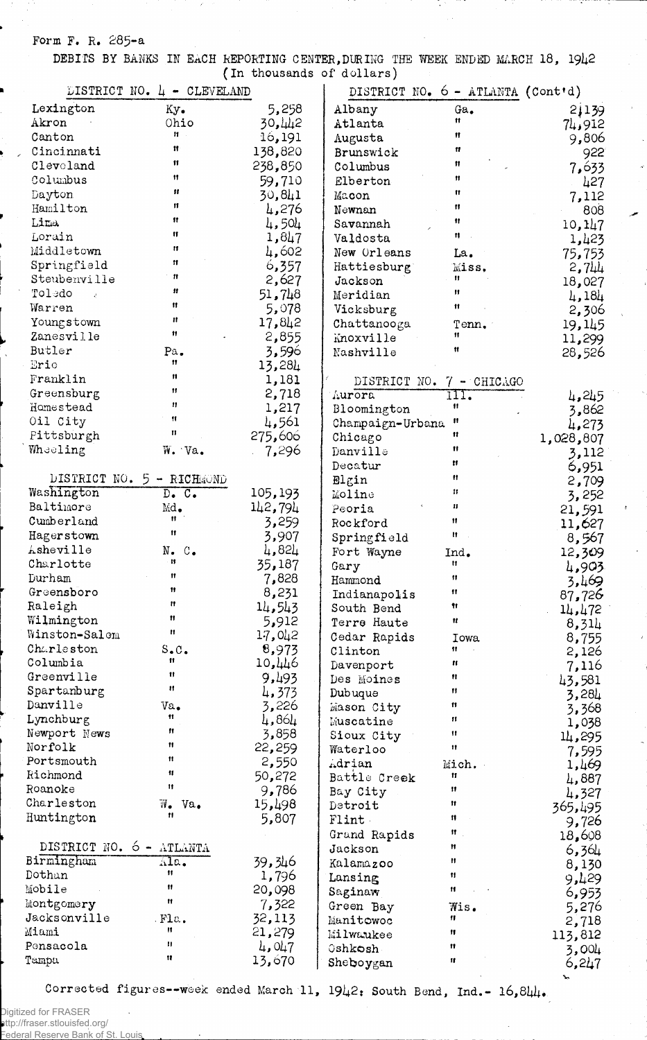Form F. R. 285-a

DEBITS BY BANKS IN EACH REPORTING CENTER, DURING THE WEEK ENDED MARCH 18, 1942
(In thousands of dollars)

## DISTRICT NO. 4 - CLEVELAND

| City | State | Amount |
|---|---|---|
| Lexington | Ky. | 5,258 |
| Akron | Ohio | 30,442 |
| Canton | " | 16,191 |
| Cincinnati | " | 138,820 |
| Cleveland | " | 238,850 |
| Columbus | " | 59,710 |
| Dayton | " | 30,841 |
| Hamilton | " | 4,276 |
| Lima | " | 4,504 |
| Lorain | " | 1,847 |
| Middletown | " | 4,602 |
| Springfield | " | 6,357 |
| Steubenville | " | 2,627 |
| Toledo | " | 51,748 |
| Warren | " | 5,078 |
| Youngstown | " | 17,842 |
| Zanesville | " | 2,855 |
| Butler | Pa. | 3,596 |
| Erie | " | 13,284 |
| Franklin | " | 1,181 |
| Greensburg | " | 2,718 |
| Homestead | " | 1,217 |
| Oil City | " | 4,561 |
| Pittsburgh | " | 275,606 |
| Wheeling | W. Va. | 7,296 |

## DISTRICT NO. 5 - RICHMOND

| City | State | Amount |
|---|---|---|
| Washington | D. C. | 105,193 |
| Baltimore | Md. | 142,794 |
| Cumberland | " | 3,259 |
| Hagerstown | " | 3,907 |
| Asheville | N. C. | 4,824 |
| Charlotte | " | 35,187 |
| Durham | " | 7,828 |
| Greensboro | " | 8,231 |
| Raleigh | " | 14,543 |
| Wilmington | " | 5,912 |
| Winston-Salem | " | 17,042 |
| Charleston | S.C. | 8,973 |
| Columbia | " | 10,446 |
| Greenville | " | 9,493 |
| Spartanburg | " | 4,373 |
| Danville | Va. | 3,226 |
| Lynchburg | " | 4,864 |
| Newport News | " | 3,858 |
| Norfolk | " | 22,259 |
| Portsmouth | " | 2,550 |
| Richmond | " | 50,272 |
| Roanoke | " | 9,786 |
| Charleston | W. Va. | 15,498 |
| Huntington | " | 5,807 |

## DISTRICT NO. 6 - ATLANTA

| City | State | Amount |
|---|---|---|
| Birmingham | Ala. | 39,346 |
| Dothan | " | 1,796 |
| Mobile | " | 20,098 |
| Montgomery | " | 7,322 |
| Jacksonville | Fla. | 32,113 |
| Miami | " | 21,279 |
| Pensacola | " | 4,047 |
| Tampa | " | 13,670 |

## DISTRICT NO. 6 - ATLANTA (Cont'd)

| City | State | Amount |
|---|---|---|
| Albany | Ga. | 2,139 |
| Atlanta | " | 74,912 |
| Augusta | " | 9,806 |
| Brunswick | " | 922 |
| Columbus | " | 7,633 |
| Elberton | " | 427 |
| Macon | " | 7,112 |
| Newnan | " | 808 |
| Savannah | " | 10,147 |
| Valdosta | " | 1,423 |
| New Orleans | La. | 75,753 |
| Hattiesburg | Miss. | 2,744 |
| Jackson | " | 18,027 |
| Meridian | " | 4,184 |
| Vicksburg | " | 2,306 |
| Chattanooga | Tenn. | 19,145 |
| Knoxville | " | 11,299 |
| Nashville | " | 28,526 |

## DISTRICT NO. 7 - CHICAGO

| City | State | Amount |
|---|---|---|
| Aurora | Ill. | 4,245 |
| Bloomington | " | 3,862 |
| Champaign-Urbana | " | 4,273 |
| Chicago | " | 1,028,807 |
| Danville | " | 3,112 |
| Decatur | " | 6,951 |
| Elgin | " | 2,709 |
| Moline | " | 3,252 |
| Peoria | " | 21,591 |
| Rockford | " | 11,627 |
| Springfield | " | 8,567 |
| Fort Wayne | Ind. | 12,309 |
| Gary | " | 4,903 |
| Hammond | " | 3,469 |
| Indianapolis | " | 87,726 |
| South Bend | " | 14,472 |
| Terre Haute | " | 8,314 |
| Cedar Rapids | Iowa | 8,755 |
| Clinton | " | 2,126 |
| Davenport | " | 7,116 |
| Des Moines | " | 43,581 |
| Dubuque | " | 3,284 |
| Mason City | " | 3,368 |
| Muscatine | " | 1,038 |
| Sioux City | " | 14,295 |
| Waterloo | " | 7,595 |
| Adrian | Mich. | 1,469 |
| Battle Creek | " | 4,887 |
| Bay City | " | 4,327 |
| Detroit | " | 365,495 |
| Flint | " | 9,726 |
| Grand Rapids | " | 18,608 |
| Jackson | " | 6,364 |
| Kalamazoo | " | 8,130 |
| Lansing | " | 9,429 |
| Saginaw | " | 6,953 |
| Green Bay | Wis. | 5,276 |
| Manitowoc | " | 2,718 |
| Milwaukee | " | 113,812 |
| Oshkosh | " | 3,004 |
| Sheboygan | " | 6,247 |

Corrected figures--week ended March 11, 1942: South Bend, Ind.- 16,844.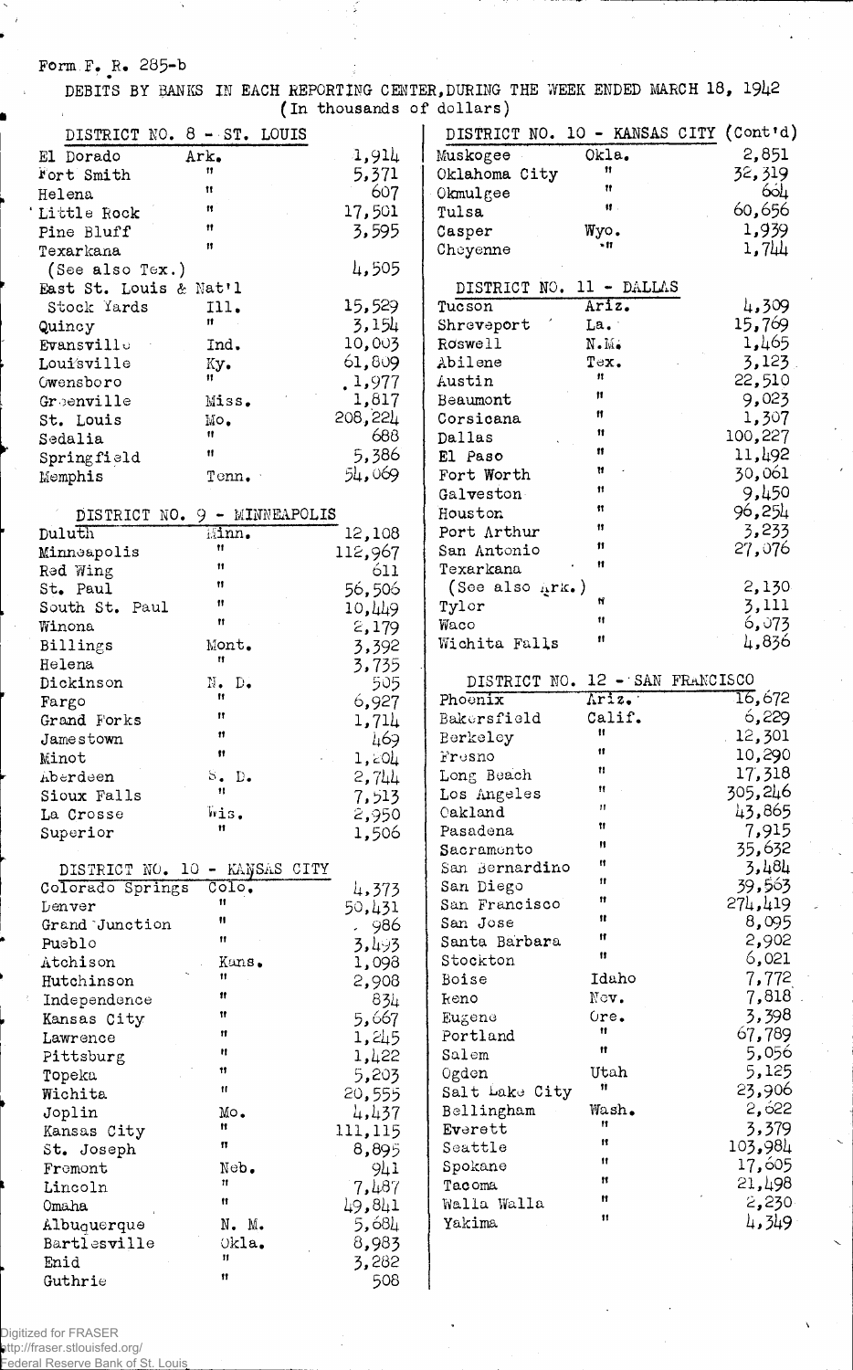Form F. R. 285-b

DEBITS BY BANKS IN EACH REPORTING CENTER, DURING THE WEEK ENDED MARCH 18, 1942
(In thousands of dollars)

| DISTRICT NO. 8 - ST. LOUIS | | |
|---|---|---|
| El Dorado | Ark. | 1,914 |
| Fort Smith | " | 5,371 |
| Helena | " | 607 |
| Little Rock | " | 17,501 |
| Pine Bluff | " | 3,595 |
| Texarkana (See also Tex.) | " | 4,505 |
| East St. Louis & Nat'l Stock Yards | Ill. | 15,529 |
| Quincy | " | 3,154 |
| Evansville | Ind. | 10,003 |
| Louisville | Ky. | 61,809 |
| Owensboro | " | 1,977 |
| Greenville | Miss. | 1,817 |
| St. Louis | Mo. | 208,224 |
| Sedalia | " | 688 |
| Springfield | " | 5,386 |
| Memphis | Tenn. | 54,069 |

| DISTRICT NO. 9 - MINNEAPOLIS | | |
|---|---|---|
| Duluth | Minn. | 12,108 |
| Minneapolis | " | 112,967 |
| Red Wing | " | 611 |
| St. Paul | " | 56,506 |
| South St. Paul | " | 10,449 |
| Winona | " | 2,179 |
| Billings | Mont. | 3,392 |
| Helena | " | 3,735 |
| Dickinson | N. D. | 505 |
| Fargo | " | 6,927 |
| Grand Forks | " | 1,714 |
| Jamestown | " | 469 |
| Minot | " | 1,204 |
| Aberdeen | S. D. | 2,744 |
| Sioux Falls | " | 7,513 |
| La Crosse | Wis. | 2,950 |
| Superior | " | 1,506 |

| DISTRICT NO. 10 - KANSAS CITY | | |
|---|---|---|
| Colorado Springs | Colo. | 4,373 |
| Denver | " | 50,431 |
| Grand Junction | " | 986 |
| Pueblo | " | 3,493 |
| Atchison | Kans. | 1,098 |
| Hutchinson | " | 2,908 |
| Independence | " | 834 |
| Kansas City | " | 5,667 |
| Lawrence | " | 1,245 |
| Pittsburg | " | 1,422 |
| Topeka | " | 5,203 |
| Wichita | " | 20,555 |
| Joplin | Mo. | 4,437 |
| Kansas City | " | 111,115 |
| St. Joseph | " | 8,895 |
| Fremont | Neb. | 941 |
| Lincoln | " | 7,487 |
| Omaha | " | 49,841 |
| Albuquerque | N. M. | 5,684 |
| Bartlesville | Okla. | 8,983 |
| Enid | " | 3,282 |
| Guthrie | " | 508 |
| Muskogee | Okla. | 2,851 |
| Oklahoma City | " | 32,319 |
| Okmulgee | " | 604 |
| Tulsa | " | 60,656 |
| Casper | Wyo. | 1,939 |
| Cheyenne | " | 1,744 |

| DISTRICT NO. 11 - DALLAS | | |
|---|---|---|
| Tucson | Ariz. | 4,309 |
| Shreveport | La. | 15,769 |
| Roswell | N.M. | 1,465 |
| Abilene | Tex. | 3,123 |
| Austin | " | 22,510 |
| Beaumont | " | 9,023 |
| Corsicana | " | 1,307 |
| Dallas | " | 100,227 |
| El Paso | " | 11,492 |
| Fort Worth | " | 30,061 |
| Galveston | " | 9,450 |
| Houston | " | 96,254 |
| Port Arthur | " | 3,233 |
| San Antonio | " | 27,076 |
| Texarkana (See also Ark.) | " | 2,130 |
| Tyler | " | 3,111 |
| Waco | " | 6,073 |
| Wichita Falls | " | 4,836 |

| DISTRICT NO. 12 - SAN FRANCISCO | | |
|---|---|---|
| Phoenix | Ariz. | 16,672 |
| Bakersfield | Calif. | 6,229 |
| Berkeley | " | 12,301 |
| Fresno | " | 10,290 |
| Long Beach | " | 17,318 |
| Los Angeles | " | 305,246 |
| Oakland | " | 43,865 |
| Pasadena | " | 7,915 |
| Sacramento | " | 35,632 |
| San Bernardino | " | 3,484 |
| San Diego | " | 39,563 |
| San Francisco | " | 274,419 |
| San Jose | " | 8,095 |
| Santa Barbara | " | 2,902 |
| Stockton | " | 6,021 |
| Boise | Idaho | 7,772 |
| Reno | Nev. | 7,818 |
| Eugene | Ore. | 3,398 |
| Portland | " | 67,789 |
| Salem | " | 5,056 |
| Ogden | Utah | 5,125 |
| Salt Lake City | " | 23,906 |
| Bellingham | Wash. | 2,622 |
| Everett | " | 3,379 |
| Seattle | " | 103,984 |
| Spokane | " | 17,605 |
| Tacoma | " | 21,498 |
| Walla Walla | " | 2,230 |
| Yakima | " | 4,349 |